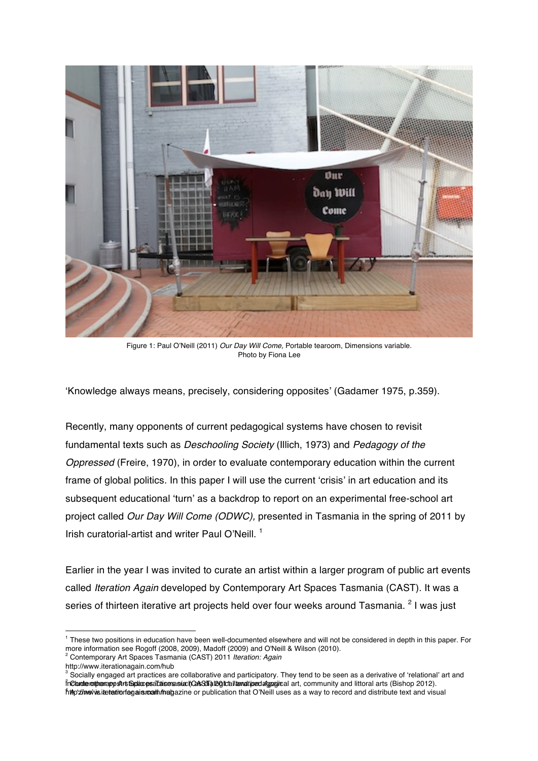Figure 1: Paul O'Neill (2011) *Our Day Will Come,* Portable tearoom, Dimensions variable. Photo by Fiona Lee

'Knowledge always means, precisely, considering opposites' (Gadamer 1975, p.359).

Recently, many opponents of current pedagogical systems have chosen to revisit fundamental texts such as *Deschooling Society* (Illich, 1973) and *Pedagogy of the Oppressed* (Freire, 1970), in order to evaluate contemporary education within the current frame of global politics. In this paper I will use the current 'crisis' in art education and its subsequent educational 'turn' as a backdrop to report on an experimental free-school art project called *Our Day Will Come (ODWC),* presented in Tasmania in the spring of 2011 by Irish curatorial-artist and writer Paul O'Neill. [1]

Earlier in the year I was invited to curate an artist within a larger program of public art events called *Iteration Again* developed by Contemporary Art Spaces Tasmania (CAST). It was a series of thirteen iterative art projects held over four weeks around Tasmania. [2] I was just

---

[1] These two positions in education have been well-documented elsewhere and will not be considered in depth in this paper. For more information see Rogoff (2008, 2009), Madoff (2009) and O'Neill & Wilson (2010).

[2] Contemporary Art Spaces Tasmania (CAST) 2011 *Iteration: Again* http://www.iterationagain.com/hub

[3] Socially engaged art practices are collaborative and participatory. They tend to be seen as a derivative of 'relational' art and include other art practices such as critical and pedagogical art, community and littoral arts (Bishop 2012).

[4] A 'zine' is a term for a magazine or publication that O'Neill uses as a way to record and distribute text and visual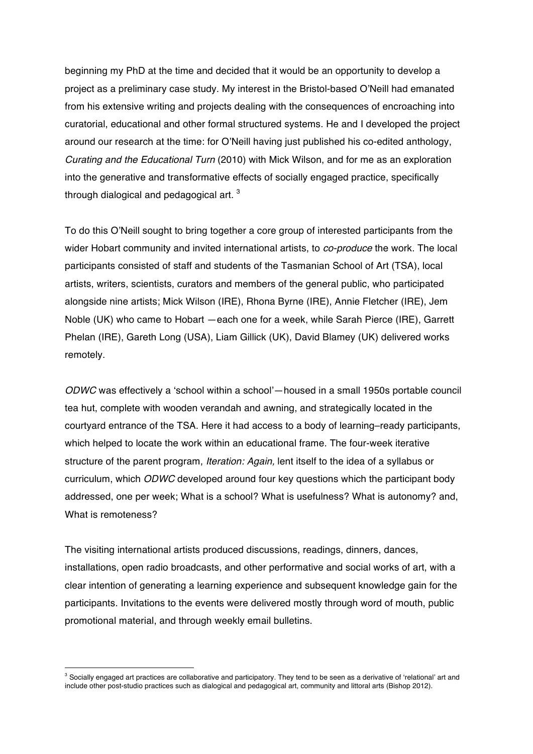beginning my PhD at the time and decided that it would be an opportunity to develop a project as a preliminary case study. My interest in the Bristol-based O'Neill had emanated from his extensive writing and projects dealing with the consequences of encroaching into curatorial, educational and other formal structured systems. He and I developed the project around our research at the time: for O'Neill having just published his co-edited anthology, *Curating and the Educational Turn* (2010) with Mick Wilson, and for me as an exploration into the generative and transformative effects of socially engaged practice, specifically through dialogical and pedagogical art. [3]

To do this O'Neill sought to bring together a core group of interested participants from the wider Hobart community and invited international artists, to *co-produce* the work. The local participants consisted of staff and students of the Tasmanian School of Art (TSA), local artists, writers, scientists, curators and members of the general public, who participated alongside nine artists; Mick Wilson (IRE), Rhona Byrne (IRE), Annie Fletcher (IRE), Jem Noble (UK) who came to Hobart —each one for a week, while Sarah Pierce (IRE), Garrett Phelan (IRE), Gareth Long (USA), Liam Gillick (UK), David Blamey (UK) delivered works remotely.

*ODWC* was effectively a 'school within a school'—housed in a small 1950s portable council tea hut, complete with wooden verandah and awning, and strategically located in the courtyard entrance of the TSA. Here it had access to a body of learning–ready participants, which helped to locate the work within an educational frame. The four-week iterative structure of the parent program, *Iteration: Again,* lent itself to the idea of a syllabus or curriculum, which *ODWC* developed around four key questions which the participant body addressed, one per week; What is a school? What is usefulness? What is autonomy? and, What is remoteness?

The visiting international artists produced discussions, readings, dinners, dances, installations, open radio broadcasts, and other performative and social works of art, with a clear intention of generating a learning experience and subsequent knowledge gain for the participants. Invitations to the events were delivered mostly through word of mouth, public promotional material, and through weekly email bulletins.

---

[3] Socially engaged art practices are collaborative and participatory. They tend to be seen as a derivative of 'relational' art and include other post-studio practices such as dialogical and pedagogical art, community and littoral arts (Bishop 2012).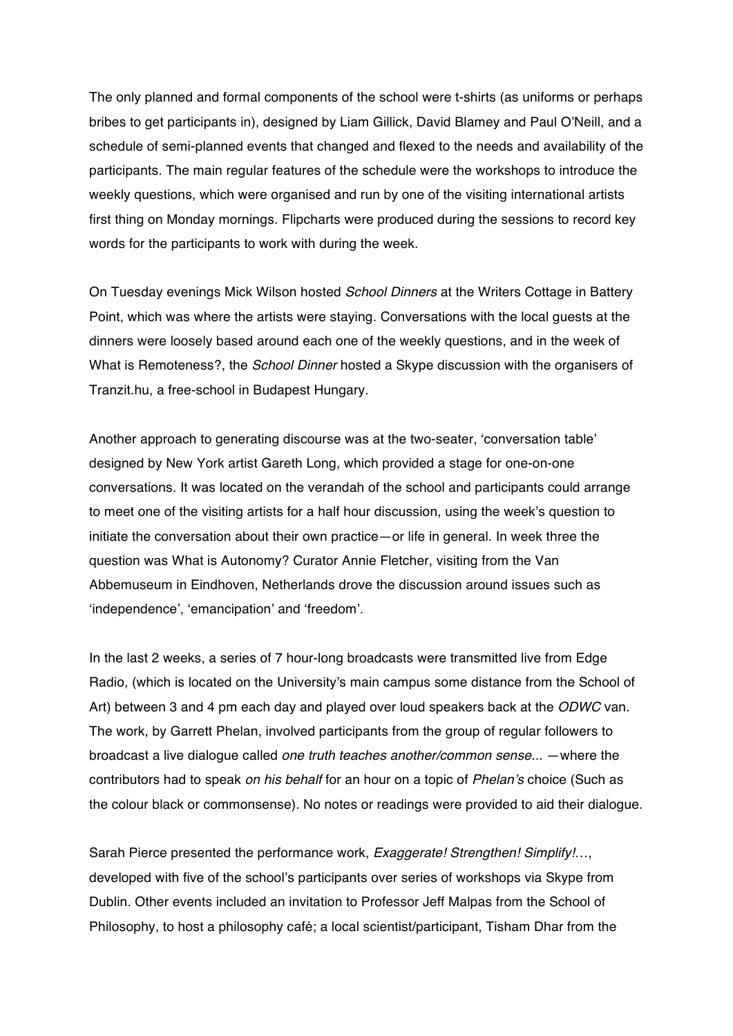The only planned and formal components of the school were t-shirts (as uniforms or perhaps bribes to get participants in), designed by Liam Gillick, David Blamey and Paul O'Neill, and a schedule of semi-planned events that changed and flexed to the needs and availability of the participants. The main regular features of the schedule were the workshops to introduce the weekly questions, which were organised and run by one of the visiting international artists first thing on Monday mornings. Flipcharts were produced during the sessions to record key words for the participants to work with during the week.

On Tuesday evenings Mick Wilson hosted *School Dinners* at the Writers Cottage in Battery Point, which was where the artists were staying. Conversations with the local guests at the dinners were loosely based around each one of the weekly questions, and in the week of What is Remoteness?, the *School Dinner* hosted a Skype discussion with the organisers of Tranzit.hu, a free-school in Budapest Hungary.

Another approach to generating discourse was at the two-seater, 'conversation table' designed by New York artist Gareth Long, which provided a stage for one-on-one conversations. It was located on the verandah of the school and participants could arrange to meet one of the visiting artists for a half hour discussion, using the week's question to initiate the conversation about their own practice—or life in general. In week three the question was What is Autonomy? Curator Annie Fletcher, visiting from the Van Abbemuseum in Eindhoven, Netherlands drove the discussion around issues such as 'independence', 'emancipation' and 'freedom'.

In the last 2 weeks, a series of 7 hour-long broadcasts were transmitted live from Edge Radio, (which is located on the University's main campus some distance from the School of Art) between 3 and 4 pm each day and played over loud speakers back at the *ODWC* van. The work, by Garrett Phelan, involved participants from the group of regular followers to broadcast a live dialogue called *one truth teaches another/common sense...* —where the contributors had to speak *on his behalf* for an hour on a topic of *Phelan's* choice (Such as the colour black or commonsense). No notes or readings were provided to aid their dialogue.

Sarah Pierce presented the performance work, *Exaggerate! Strengthen! Simplify!…*, developed with five of the school's participants over series of workshops via Skype from Dublin. Other events included an invitation to Professor Jeff Malpas from the School of Philosophy, to host a philosophy café; a local scientist/participant, Tisham Dhar from the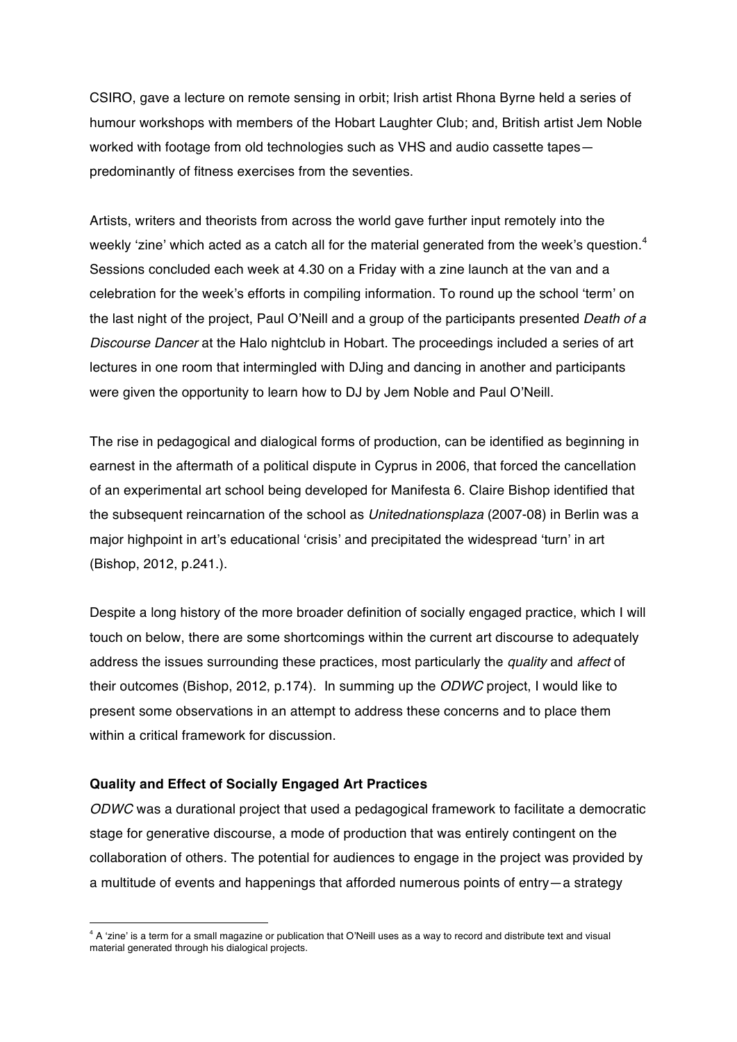CSIRO, gave a lecture on remote sensing in orbit; Irish artist Rhona Byrne held a series of humour workshops with members of the Hobart Laughter Club; and, British artist Jem Noble worked with footage from old technologies such as VHS and audio cassette tapes—predominantly of fitness exercises from the seventies.

Artists, writers and theorists from across the world gave further input remotely into the weekly 'zine' which acted as a catch all for the material generated from the week's question.[4] Sessions concluded each week at 4.30 on a Friday with a zine launch at the van and a celebration for the week's efforts in compiling information. To round up the school 'term' on the last night of the project, Paul O'Neill and a group of the participants presented *Death of a Discourse Dancer* at the Halo nightclub in Hobart. The proceedings included a series of art lectures in one room that intermingled with DJing and dancing in another and participants were given the opportunity to learn how to DJ by Jem Noble and Paul O'Neill.

The rise in pedagogical and dialogical forms of production, can be identified as beginning in earnest in the aftermath of a political dispute in Cyprus in 2006, that forced the cancellation of an experimental art school being developed for Manifesta 6. Claire Bishop identified that the subsequent reincarnation of the school as *Unitednationsplaza* (2007-08) in Berlin was a major highpoint in art's educational 'crisis' and precipitated the widespread 'turn' in art (Bishop, 2012, p.241.).

Despite a long history of the more broader definition of socially engaged practice, which I will touch on below, there are some shortcomings within the current art discourse to adequately address the issues surrounding these practices, most particularly the *quality* and *affect* of their outcomes (Bishop, 2012, p.174). In summing up the *ODWC* project, I would like to present some observations in an attempt to address these concerns and to place them within a critical framework for discussion.

### Quality and Effect of Socially Engaged Art Practices

*ODWC* was a durational project that used a pedagogical framework to facilitate a democratic stage for generative discourse, a mode of production that was entirely contingent on the collaboration of others. The potential for audiences to engage in the project was provided by a multitude of events and happenings that afforded numerous points of entry—a strategy

[4] A 'zine' is a term for a small magazine or publication that O'Neill uses as a way to record and distribute text and visual material generated through his dialogical projects.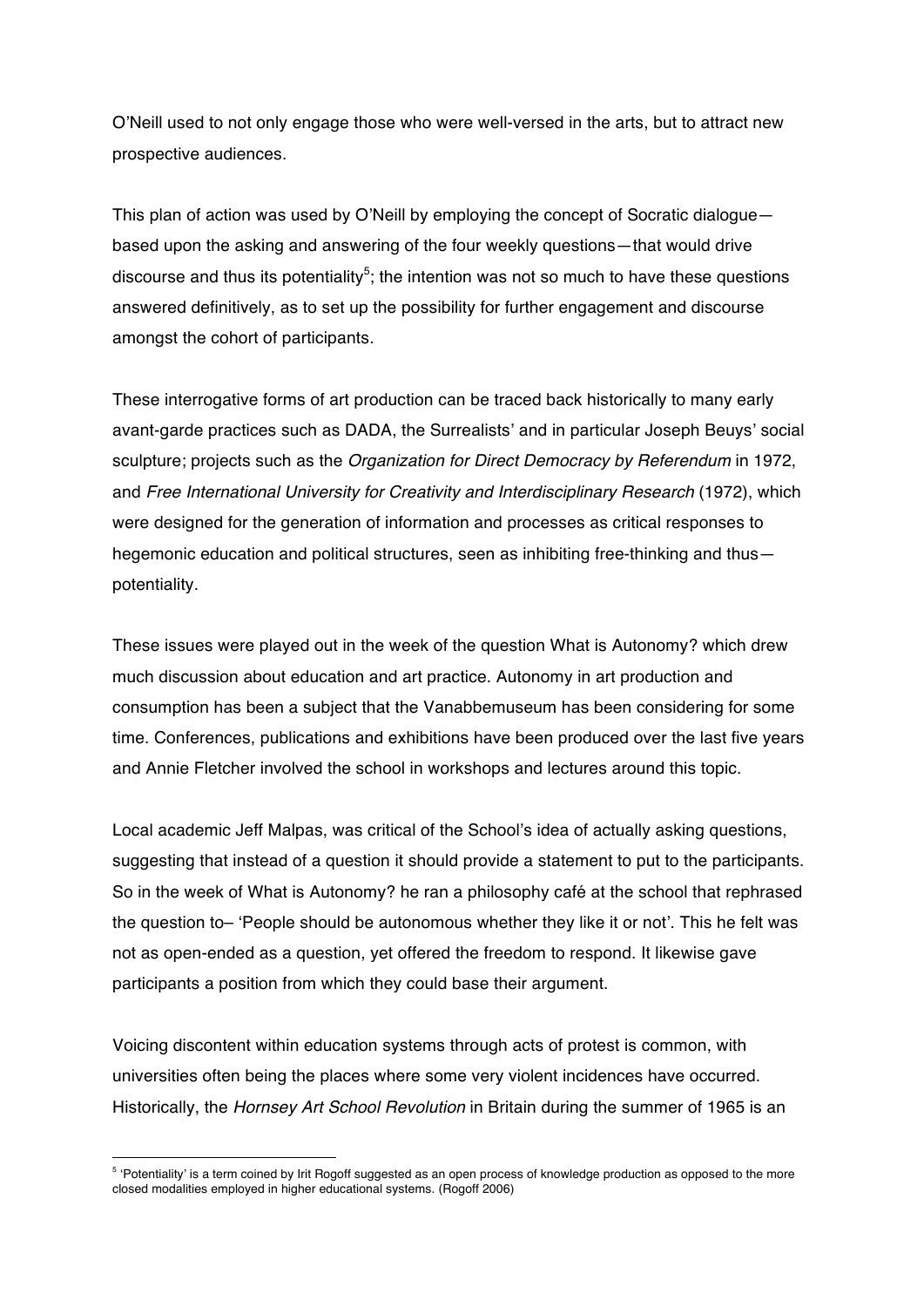O'Neill used to not only engage those who were well-versed in the arts, but to attract new prospective audiences.

This plan of action was used by O'Neill by employing the concept of Socratic dialogue—based upon the asking and answering of the four weekly questions—that would drive discourse and thus its potentiality[5]; the intention was not so much to have these questions answered definitively, as to set up the possibility for further engagement and discourse amongst the cohort of participants.

These interrogative forms of art production can be traced back historically to many early avant-garde practices such as DADA, the Surrealists' and in particular Joseph Beuys' social sculpture; projects such as the *Organization for Direct Democracy by Referendum* in 1972, and *Free International University for Creativity and Interdisciplinary Research* (1972), which were designed for the generation of information and processes as critical responses to hegemonic education and political structures, seen as inhibiting free-thinking and thus—potentiality.

These issues were played out in the week of the question What is Autonomy? which drew much discussion about education and art practice. Autonomy in art production and consumption has been a subject that the Vanabbemuseum has been considering for some time. Conferences, publications and exhibitions have been produced over the last five years and Annie Fletcher involved the school in workshops and lectures around this topic.

Local academic Jeff Malpas, was critical of the School's idea of actually asking questions, suggesting that instead of a question it should provide a statement to put to the participants. So in the week of What is Autonomy? he ran a philosophy café at the school that rephrased the question to– 'People should be autonomous whether they like it or not'. This he felt was not as open-ended as a question, yet offered the freedom to respond. It likewise gave participants a position from which they could base their argument.

Voicing discontent within education systems through acts of protest is common, with universities often being the places where some very violent incidences have occurred. Historically, the *Hornsey Art School Revolution* in Britain during the summer of 1965 is an

[5] 'Potentiality' is a term coined by Irit Rogoff suggested as an open process of knowledge production as opposed to the more closed modalities employed in higher educational systems. (Rogoff 2006)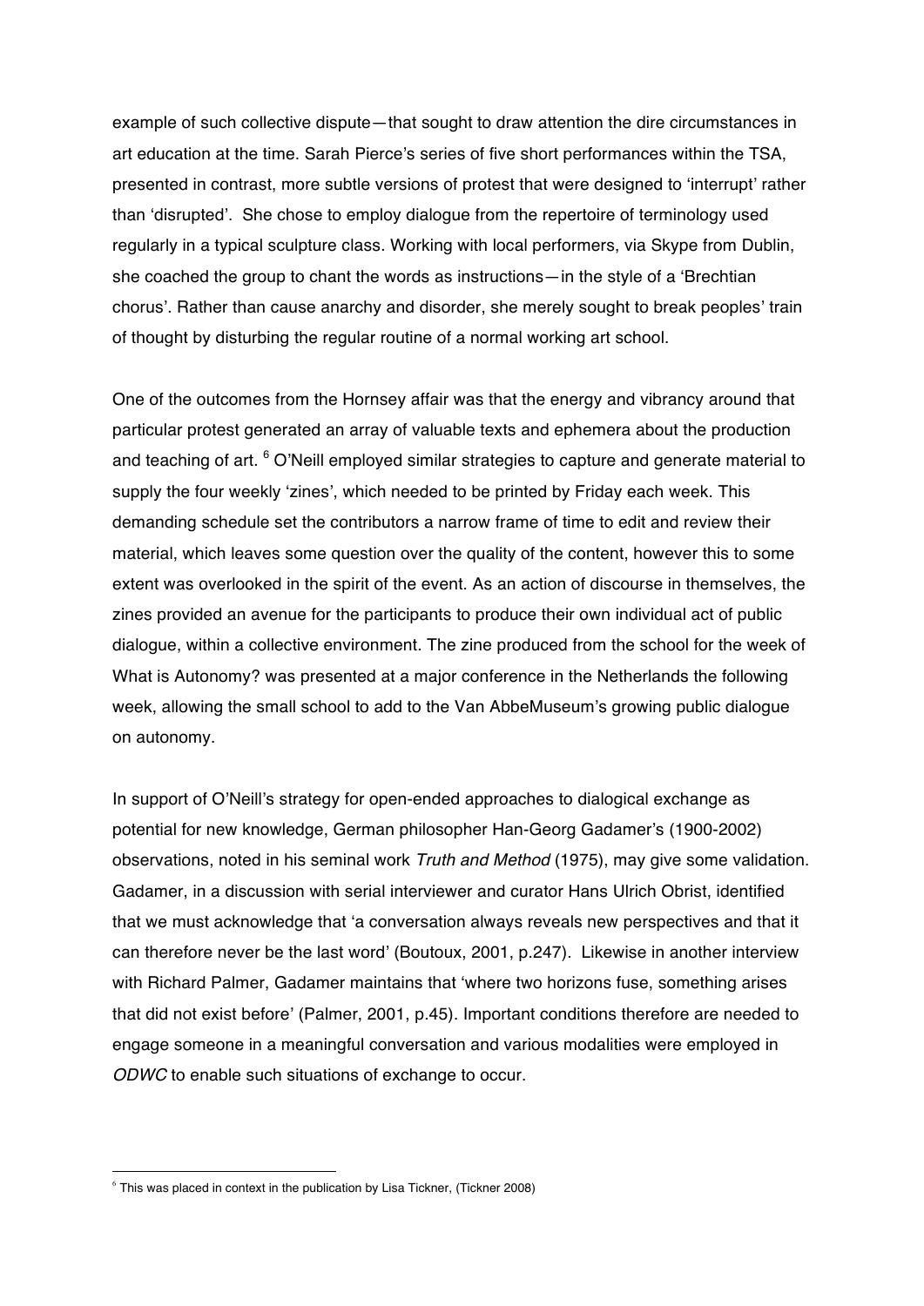example of such collective dispute—that sought to draw attention the dire circumstances in art education at the time. Sarah Pierce's series of five short performances within the TSA, presented in contrast, more subtle versions of protest that were designed to 'interrupt' rather than 'disrupted'. She chose to employ dialogue from the repertoire of terminology used regularly in a typical sculpture class. Working with local performers, via Skype from Dublin, she coached the group to chant the words as instructions—in the style of a 'Brechtian chorus'. Rather than cause anarchy and disorder, she merely sought to break peoples' train of thought by disturbing the regular routine of a normal working art school.

One of the outcomes from the Hornsey affair was that the energy and vibrancy around that particular protest generated an array of valuable texts and ephemera about the production and teaching of art. [6] O'Neill employed similar strategies to capture and generate material to supply the four weekly 'zines', which needed to be printed by Friday each week. This demanding schedule set the contributors a narrow frame of time to edit and review their material, which leaves some question over the quality of the content, however this to some extent was overlooked in the spirit of the event. As an action of discourse in themselves, the zines provided an avenue for the participants to produce their own individual act of public dialogue, within a collective environment. The zine produced from the school for the week of What is Autonomy? was presented at a major conference in the Netherlands the following week, allowing the small school to add to the Van AbbeMuseum's growing public dialogue on autonomy.

In support of O'Neill's strategy for open-ended approaches to dialogical exchange as potential for new knowledge, German philosopher Han-Georg Gadamer's (1900-2002) observations, noted in his seminal work *Truth and Method* (1975), may give some validation. Gadamer, in a discussion with serial interviewer and curator Hans Ulrich Obrist, identified that we must acknowledge that 'a conversation always reveals new perspectives and that it can therefore never be the last word' (Boutoux, 2001, p.247). Likewise in another interview with Richard Palmer, Gadamer maintains that 'where two horizons fuse, something arises that did not exist before' (Palmer, 2001, p.45). Important conditions therefore are needed to engage someone in a meaningful conversation and various modalities were employed in *ODWC* to enable such situations of exchange to occur.

---

[6] This was placed in context in the publication by Lisa Tickner, (Tickner 2008)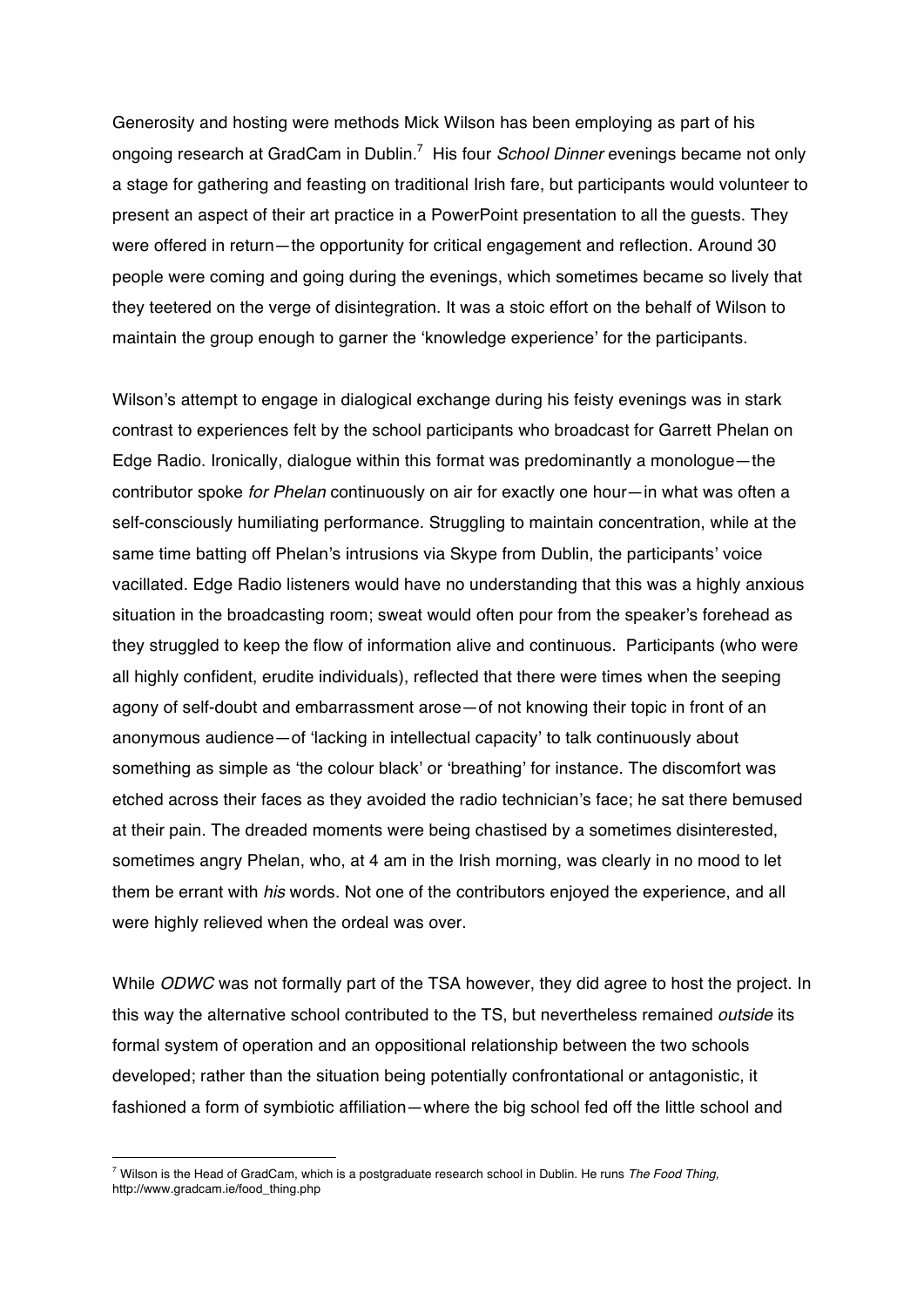Generosity and hosting were methods Mick Wilson has been employing as part of his ongoing research at GradCam in Dublin.[7] His four *School Dinner* evenings became not only a stage for gathering and feasting on traditional Irish fare, but participants would volunteer to present an aspect of their art practice in a PowerPoint presentation to all the guests. They were offered in return—the opportunity for critical engagement and reflection. Around 30 people were coming and going during the evenings, which sometimes became so lively that they teetered on the verge of disintegration. It was a stoic effort on the behalf of Wilson to maintain the group enough to garner the 'knowledge experience' for the participants.

Wilson's attempt to engage in dialogical exchange during his feisty evenings was in stark contrast to experiences felt by the school participants who broadcast for Garrett Phelan on Edge Radio. Ironically, dialogue within this format was predominantly a monologue—the contributor spoke *for Phelan* continuously on air for exactly one hour—in what was often a self-consciously humiliating performance. Struggling to maintain concentration, while at the same time batting off Phelan's intrusions via Skype from Dublin, the participants' voice vacillated. Edge Radio listeners would have no understanding that this was a highly anxious situation in the broadcasting room; sweat would often pour from the speaker's forehead as they struggled to keep the flow of information alive and continuous. Participants (who were all highly confident, erudite individuals), reflected that there were times when the seeping agony of self-doubt and embarrassment arose—of not knowing their topic in front of an anonymous audience—of 'lacking in intellectual capacity' to talk continuously about something as simple as 'the colour black' or 'breathing' for instance. The discomfort was etched across their faces as they avoided the radio technician's face; he sat there bemused at their pain. The dreaded moments were being chastised by a sometimes disinterested, sometimes angry Phelan, who, at 4 am in the Irish morning, was clearly in no mood to let them be errant with *his* words. Not one of the contributors enjoyed the experience, and all were highly relieved when the ordeal was over.

While *ODWC* was not formally part of the TSA however, they did agree to host the project. In this way the alternative school contributed to the TS, but nevertheless remained *outside* its formal system of operation and an oppositional relationship between the two schools developed; rather than the situation being potentially confrontational or antagonistic, it fashioned a form of symbiotic affiliation—where the big school fed off the little school and

[7] Wilson is the Head of GradCam, which is a postgraduate research school in Dublin. He runs *The Food Thing,* http://www.gradcam.ie/food_thing.php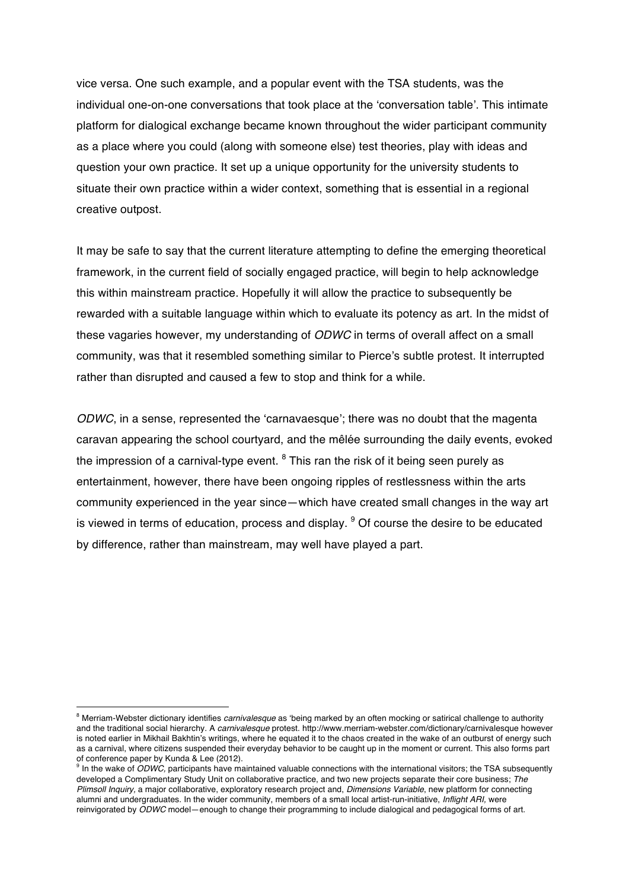vice versa. One such example, and a popular event with the TSA students, was the individual one-on-one conversations that took place at the 'conversation table'. This intimate platform for dialogical exchange became known throughout the wider participant community as a place where you could (along with someone else) test theories, play with ideas and question your own practice. It set up a unique opportunity for the university students to situate their own practice within a wider context, something that is essential in a regional creative outpost.

It may be safe to say that the current literature attempting to define the emerging theoretical framework, in the current field of socially engaged practice, will begin to help acknowledge this within mainstream practice. Hopefully it will allow the practice to subsequently be rewarded with a suitable language within which to evaluate its potency as art. In the midst of these vagaries however, my understanding of *ODWC* in terms of overall affect on a small community, was that it resembled something similar to Pierce's subtle protest. It interrupted rather than disrupted and caused a few to stop and think for a while.

*ODWC*, in a sense, represented the 'carnavaesque'; there was no doubt that the magenta caravan appearing the school courtyard, and the mêlée surrounding the daily events, evoked the impression of a carnival-type event. [8] This ran the risk of it being seen purely as entertainment, however, there have been ongoing ripples of restlessness within the arts community experienced in the year since—which have created small changes in the way art is viewed in terms of education, process and display. [9] Of course the desire to be educated by difference, rather than mainstream, may well have played a part.

---

[8] Merriam-Webster dictionary identifies *carnivalesque* as 'being marked by an often mocking or satirical challenge to authority and the traditional social hierarchy. A *carnivalesque* protest. http://www.merriam-webster.com/dictionary/carnivalesque however is noted earlier in Mikhail Bakhtin's writings, where he equated it to the chaos created in the wake of an outburst of energy such as a carnival, where citizens suspended their everyday behavior to be caught up in the moment or current. This also forms part of conference paper by Kunda & Lee (2012).

[9] In the wake of *ODWC,* participants have maintained valuable connections with the international visitors; the TSA subsequently developed a Complimentary Study Unit on collaborative practice, and two new projects separate their core business; *The Plimsoll Inquiry,* a major collaborative, exploratory research project and, *Dimensions Variable*, new platform for connecting alumni and undergraduates. In the wider community, members of a small local artist-run-initiative, *Inflight ARI,* were reinvigorated by *ODWC* model—enough to change their programming to include dialogical and pedagogical forms of art.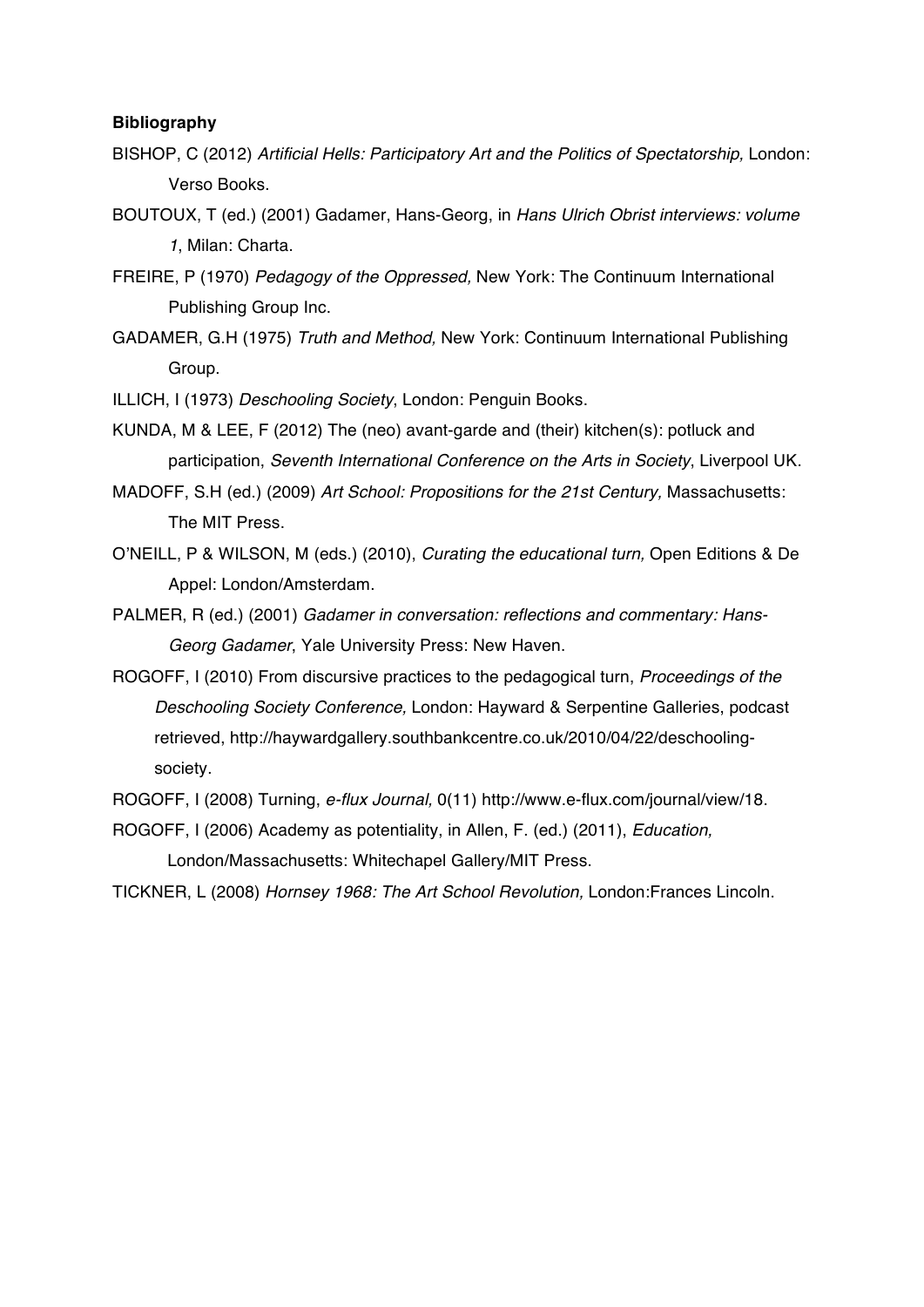**Bibliography**

BISHOP, C (2012) *Artificial Hells: Participatory Art and the Politics of Spectatorship,* London: Verso Books.

BOUTOUX, T (ed.) (2001) Gadamer, Hans-Georg, in *Hans Ulrich Obrist interviews: volume 1*, Milan: Charta.

FREIRE, P (1970) *Pedagogy of the Oppressed,* New York: The Continuum International Publishing Group Inc.

GADAMER, G.H (1975) *Truth and Method,* New York: Continuum International Publishing Group.

ILLICH, I (1973) *Deschooling Society*, London: Penguin Books.

KUNDA, M & LEE, F (2012) The (neo) avant-garde and (their) kitchen(s): potluck and participation, *Seventh International Conference on the Arts in Society*, Liverpool UK.

MADOFF, S.H (ed.) (2009) *Art School: Propositions for the 21st Century,* Massachusetts: The MIT Press.

O'NEILL, P & WILSON, M (eds.) (2010), *Curating the educational turn,* Open Editions & De Appel: London/Amsterdam.

PALMER, R (ed.) (2001) *Gadamer in conversation: reflections and commentary: Hans-Georg Gadamer*, Yale University Press: New Haven.

ROGOFF, I (2010) From discursive practices to the pedagogical turn, *Proceedings of the Deschooling Society Conference,* London: Hayward & Serpentine Galleries, podcast retrieved, http://haywardgallery.southbankcentre.co.uk/2010/04/22/deschooling-society.

ROGOFF, I (2008) Turning, *e-flux Journal,* 0(11) http://www.e-flux.com/journal/view/18.

ROGOFF, I (2006) Academy as potentiality, in Allen, F. (ed.) (2011), *Education,* London/Massachusetts: Whitechapel Gallery/MIT Press.

TICKNER, L (2008) *Hornsey 1968: The Art School Revolution,* London:Frances Lincoln.